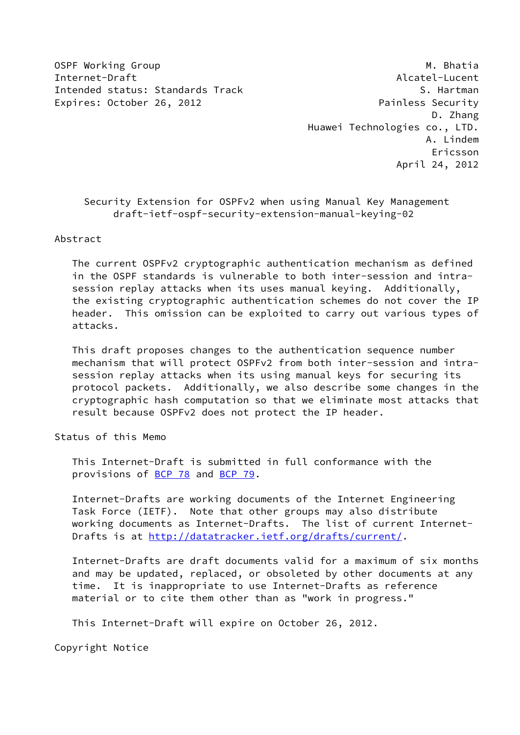OSPF Working Group M. Bhatia
Internet-Draft Alcatel-Lucent
Intended status: Standards Track S. Hartman
Expires: October 26, 2012 Painless Security
D. Zhang
Huawei Technologies co., LTD.
A. Lindem
Ericsson
April 24, 2012

# Security Extension for OSPFv2 when using Manual Key Management
## draft-ietf-ospf-security-extension-manual-keying-02

## Abstract

The current OSPFv2 cryptographic authentication mechanism as defined in the OSPF standards is vulnerable to both inter-session and intra-session replay attacks when its uses manual keying. Additionally, the existing cryptographic authentication schemes do not cover the IP header. This omission can be exploited to carry out various types of attacks.

This draft proposes changes to the authentication sequence number mechanism that will protect OSPFv2 from both inter-session and intra-session replay attacks when its using manual keys for securing its protocol packets. Additionally, we also describe some changes in the cryptographic hash computation so that we eliminate most attacks that result because OSPFv2 does not protect the IP header.

## Status of this Memo

This Internet-Draft is submitted in full conformance with the provisions of BCP 78 and BCP 79.

Internet-Drafts are working documents of the Internet Engineering Task Force (IETF). Note that other groups may also distribute working documents as Internet-Drafts. The list of current Internet-Drafts is at http://datatracker.ietf.org/drafts/current/.

Internet-Drafts are draft documents valid for a maximum of six months and may be updated, replaced, or obsoleted by other documents at any time. It is inappropriate to use Internet-Drafts as reference material or to cite them other than as "work in progress."

This Internet-Draft will expire on October 26, 2012.

## Copyright Notice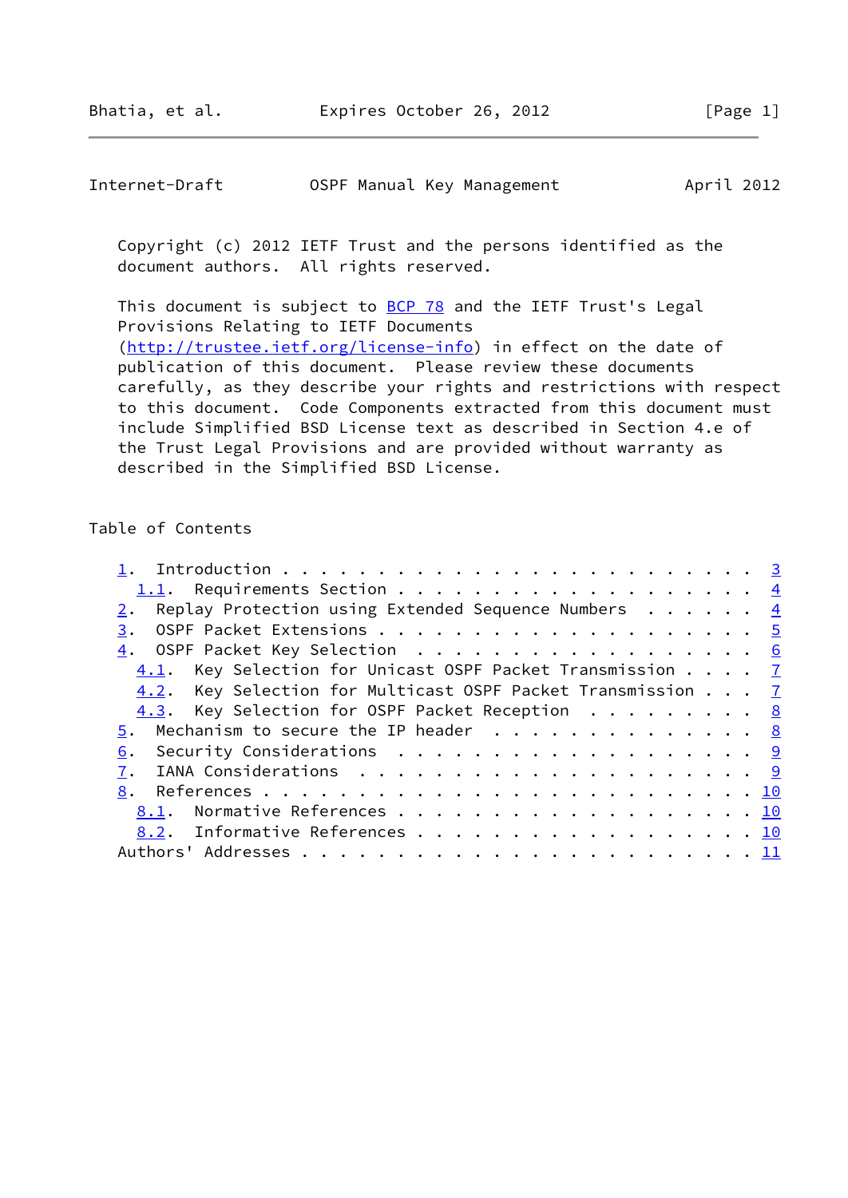Copyright (c) 2012 IETF Trust and the persons identified as the document authors. All rights reserved.

This document is subject to BCP 78 and the IETF Trust's Legal Provisions Relating to IETF Documents (http://trustee.ietf.org/license-info) in effect on the date of publication of this document. Please review these documents carefully, as they describe your rights and restrictions with respect to this document. Code Components extracted from this document must include Simplified BSD License text as described in Section 4.e of the Trust Legal Provisions and are provided without warranty as described in the Simplified BSD License.

## Table of Contents

```
   1.  Introduction . . . . . . . . . . . . . . . . . . . . . . . . .  3
     1.1.  Requirements Section . . . . . . . . . . . . . . . . . . .  4
   2.  Replay Protection using Extended Sequence Numbers  . . . . . .  4
   3.  OSPF Packet Extensions . . . . . . . . . . . . . . . . . . . .  5
   4.  OSPF Packet Key Selection  . . . . . . . . . . . . . . . . . .  6
     4.1.  Key Selection for Unicast OSPF Packet Transmission . . . .  7
     4.2.  Key Selection for Multicast OSPF Packet Transmission . . .  7
     4.3.  Key Selection for OSPF Packet Reception  . . . . . . . . .  8
   5.  Mechanism to secure the IP header  . . . . . . . . . . . . . .  8
   6.  Security Considerations  . . . . . . . . . . . . . . . . . . .  9
   7.  IANA Considerations  . . . . . . . . . . . . . . . . . . . . .  9
   8.  References . . . . . . . . . . . . . . . . . . . . . . . . . . 10
     8.1.  Normative References . . . . . . . . . . . . . . . . . . . 10
     8.2.  Informative References . . . . . . . . . . . . . . . . . . 10
   Authors' Addresses . . . . . . . . . . . . . . . . . . . . . . . . 11
```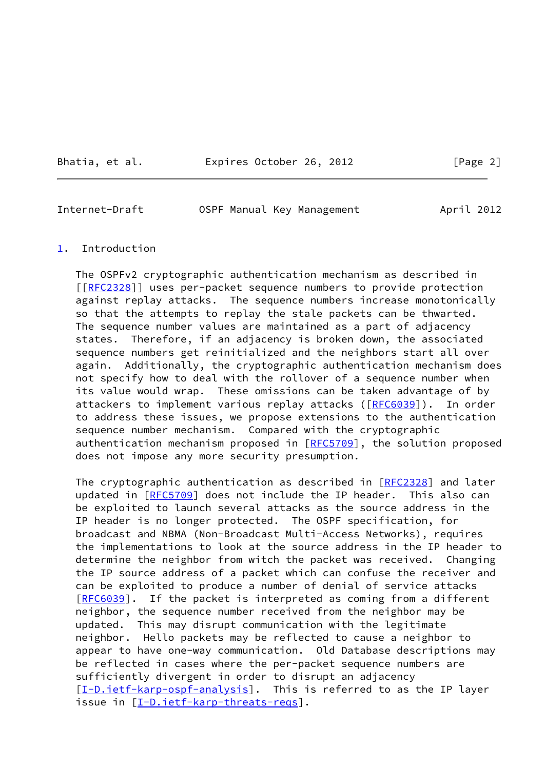# 1. Introduction

The OSPFv2 cryptographic authentication mechanism as described in [[RFC2328]] uses per-packet sequence numbers to provide protection against replay attacks. The sequence numbers increase monotonically so that the attempts to replay the stale packets can be thwarted. The sequence number values are maintained as a part of adjacency states. Therefore, if an adjacency is broken down, the associated sequence numbers get reinitialized and the neighbors start all over again. Additionally, the cryptographic authentication mechanism does not specify how to deal with the rollover of a sequence number when its value would wrap. These omissions can be taken advantage of by attackers to implement various replay attacks ([RFC6039]). In order to address these issues, we propose extensions to the authentication sequence number mechanism. Compared with the cryptographic authentication mechanism proposed in [RFC5709], the solution proposed does not impose any more security presumption.

The cryptographic authentication as described in [RFC2328] and later updated in [RFC5709] does not include the IP header. This also can be exploited to launch several attacks as the source address in the IP header is no longer protected. The OSPF specification, for broadcast and NBMA (Non-Broadcast Multi-Access Networks), requires the implementations to look at the source address in the IP header to determine the neighbor from witch the packet was received. Changing the IP source address of a packet which can confuse the receiver and can be exploited to produce a number of denial of service attacks [RFC6039]. If the packet is interpreted as coming from a different neighbor, the sequence number received from the neighbor may be updated. This may disrupt communication with the legitimate neighbor. Hello packets may be reflected to cause a neighbor to appear to have one-way communication. Old Database descriptions may be reflected in cases where the per-packet sequence numbers are sufficiently divergent in order to disrupt an adjacency [I-D.ietf-karp-ospf-analysis]. This is referred to as the IP layer issue in [I-D.ietf-karp-threats-reqs].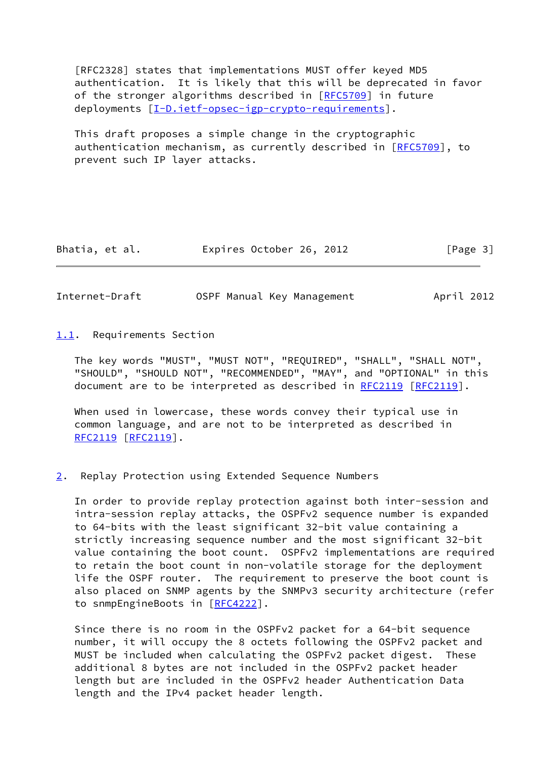[RFC2328] states that implementations MUST offer keyed MD5 authentication. It is likely that this will be deprecated in favor of the stronger algorithms described in [RFC5709] in future deployments [I-D.ietf-opsec-igp-crypto-requirements].

This draft proposes a simple change in the cryptographic authentication mechanism, as currently described in [RFC5709], to prevent such IP layer attacks.

### 1.1. Requirements Section

The key words "MUST", "MUST NOT", "REQUIRED", "SHALL", "SHALL NOT", "SHOULD", "SHOULD NOT", "RECOMMENDED", "MAY", and "OPTIONAL" in this document are to be interpreted as described in RFC2119 [RFC2119].

When used in lowercase, these words convey their typical use in common language, and are not to be interpreted as described in RFC2119 [RFC2119].

## 2. Replay Protection using Extended Sequence Numbers

In order to provide replay protection against both inter-session and intra-session replay attacks, the OSPFv2 sequence number is expanded to 64-bits with the least significant 32-bit value containing a strictly increasing sequence number and the most significant 32-bit value containing the boot count. OSPFv2 implementations are required to retain the boot count in non-volatile storage for the deployment life the OSPF router. The requirement to preserve the boot count is also placed on SNMP agents by the SNMPv3 security architecture (refer to snmpEngineBoots in [RFC4222].

Since there is no room in the OSPFv2 packet for a 64-bit sequence number, it will occupy the 8 octets following the OSPFv2 packet and MUST be included when calculating the OSPFv2 packet digest. These additional 8 bytes are not included in the OSPFv2 packet header length but are included in the OSPFv2 header Authentication Data length and the IPv4 packet header length.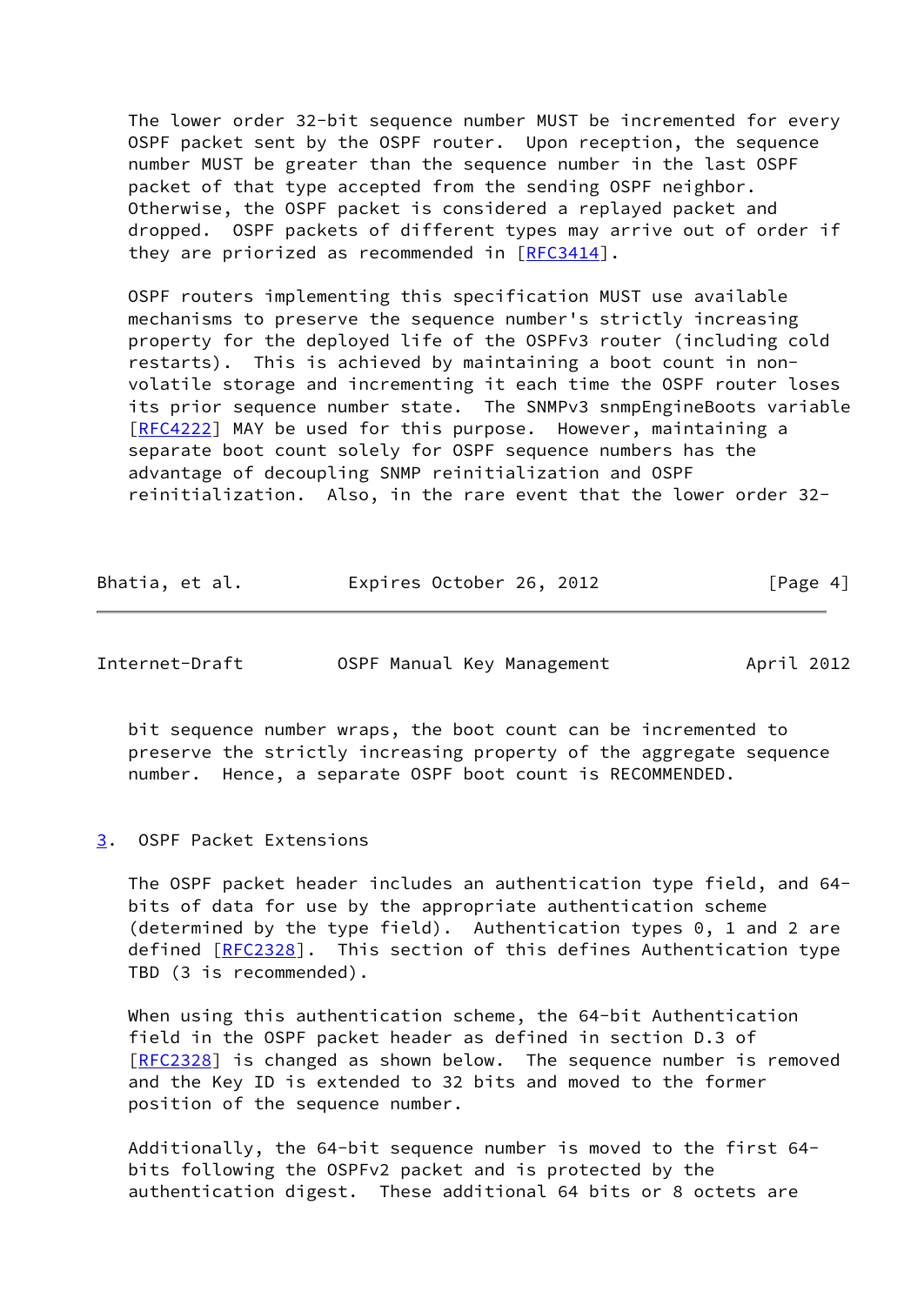The lower order 32-bit sequence number MUST be incremented for every OSPF packet sent by the OSPF router. Upon reception, the sequence number MUST be greater than the sequence number in the last OSPF packet of that type accepted from the sending OSPF neighbor. Otherwise, the OSPF packet is considered a replayed packet and dropped. OSPF packets of different types may arrive out of order if they are priorized as recommended in [RFC3414].

OSPF routers implementing this specification MUST use available mechanisms to preserve the sequence number's strictly increasing property for the deployed life of the OSPFv3 router (including cold restarts). This is achieved by maintaining a boot count in non-volatile storage and incrementing it each time the OSPF router loses its prior sequence number state. The SNMPv3 snmpEngineBoots variable [RFC4222] MAY be used for this purpose. However, maintaining a separate boot count solely for OSPF sequence numbers has the advantage of decoupling SNMP reinitialization and OSPF reinitialization. Also, in the rare event that the lower order 32-bit sequence number wraps, the boot count can be incremented to preserve the strictly increasing property of the aggregate sequence number. Hence, a separate OSPF boot count is RECOMMENDED.

## 3. OSPF Packet Extensions

The OSPF packet header includes an authentication type field, and 64-bits of data for use by the appropriate authentication scheme (determined by the type field). Authentication types 0, 1 and 2 are defined [RFC2328]. This section of this defines Authentication type TBD (3 is recommended).

When using this authentication scheme, the 64-bit Authentication field in the OSPF packet header as defined in section D.3 of [RFC2328] is changed as shown below. The sequence number is removed and the Key ID is extended to 32 bits and moved to the former position of the sequence number.

Additionally, the 64-bit sequence number is moved to the first 64-bits following the OSPFv2 packet and is protected by the authentication digest. These additional 64 bits or 8 octets are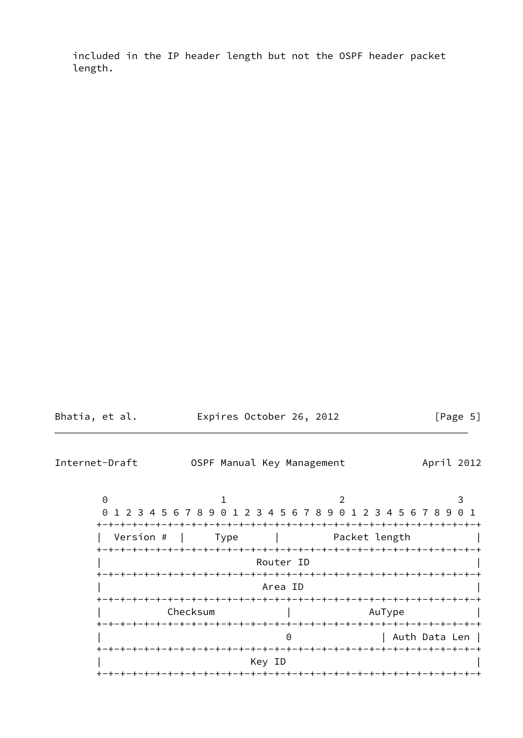included in the IP header length but not the OSPF header packet length.

```
 0                   1                   2                   3
 0 1 2 3 4 5 6 7 8 9 0 1 2 3 4 5 6 7 8 9 0 1 2 3 4 5 6 7 8 9 0 1
+-+-+-+-+-+-+-+-+-+-+-+-+-+-+-+-+-+-+-+-+-+-+-+-+-+-+-+-+-+-+-+-+
|  Version #  |     Type      |         Packet length           |
+-+-+-+-+-+-+-+-+-+-+-+-+-+-+-+-+-+-+-+-+-+-+-+-+-+-+-+-+-+-+-+-+
|                          Router ID                            |
+-+-+-+-+-+-+-+-+-+-+-+-+-+-+-+-+-+-+-+-+-+-+-+-+-+-+-+-+-+-+-+-+
|                           Area ID                             |
+-+-+-+-+-+-+-+-+-+-+-+-+-+-+-+-+-+-+-+-+-+-+-+-+-+-+-+-+-+-+-+-+
|           Checksum            |             AuType            |
+-+-+-+-+-+-+-+-+-+-+-+-+-+-+-+-+-+-+-+-+-+-+-+-+-+-+-+-+-+-+-+-+
|                               0               | Auth Data Len |
+-+-+-+-+-+-+-+-+-+-+-+-+-+-+-+-+-+-+-+-+-+-+-+-+-+-+-+-+-+-+-+-+
|                          Key ID                               |
+-+-+-+-+-+-+-+-+-+-+-+-+-+-+-+-+-+-+-+-+-+-+-+-+-+-+-+-+-+-+-+-+
```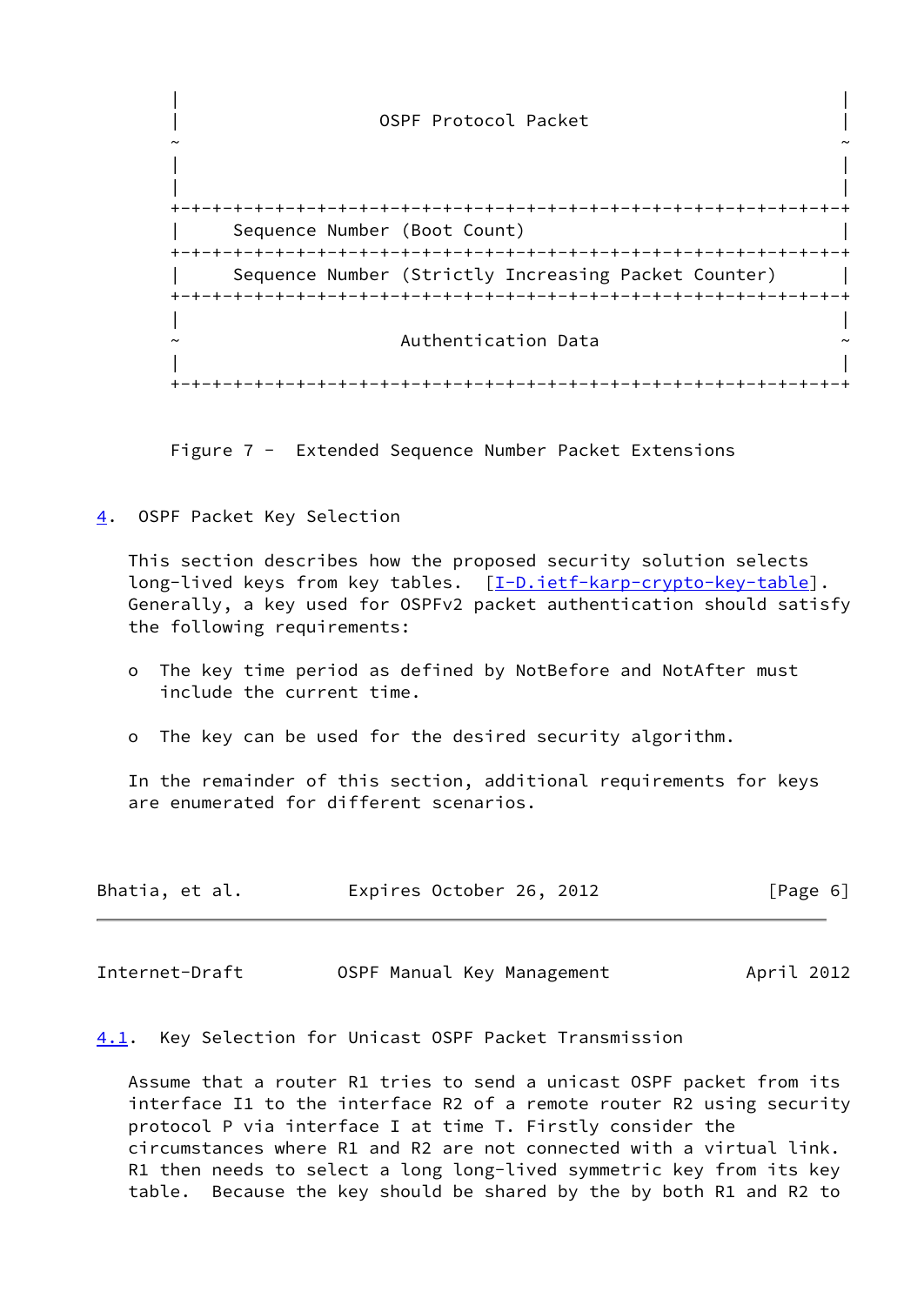```
|                                                               |
|                    OSPF Protocol Packet                       |
~                                                               ~
|                                                               |
|                                                               |
+-+-+-+-+-+-+-+-+-+-+-+-+-+-+-+-+-+-+-+-+-+-+-+-+-+-+-+-+-+-+-+-+
|     Sequence Number (Boot Count)                              |
+-+-+-+-+-+-+-+-+-+-+-+-+-+-+-+-+-+-+-+-+-+-+-+-+-+-+-+-+-+-+-+-+
|     Sequence Number (Strictly Increasing Packet Counter)      |
+-+-+-+-+-+-+-+-+-+-+-+-+-+-+-+-+-+-+-+-+-+-+-+-+-+-+-+-+-+-+-+-+
|                                                               |
~                      Authentication Data                      ~
|                                                               |
+-+-+-+-+-+-+-+-+-+-+-+-+-+-+-+-+-+-+-+-+-+-+-+-+-+-+-+-+-+-+-+-+
```

Figure 7 -  Extended Sequence Number Packet Extensions

## 4. OSPF Packet Key Selection

This section describes how the proposed security solution selects long-lived keys from key tables. [I-D.ietf-karp-crypto-key-table]. Generally, a key used for OSPFv2 packet authentication should satisfy the following requirements:

- The key time period as defined by NotBefore and NotAfter must include the current time.
- The key can be used for the desired security algorithm.

In the remainder of this section, additional requirements for keys are enumerated for different scenarios.

### 4.1. Key Selection for Unicast OSPF Packet Transmission

Assume that a router R1 tries to send a unicast OSPF packet from its interface I1 to the interface R2 of a remote router R2 using security protocol P via interface I at time T. Firstly consider the circumstances where R1 and R2 are not connected with a virtual link. R1 then needs to select a long long-lived symmetric key from its key table. Because the key should be shared by the by both R1 and R2 to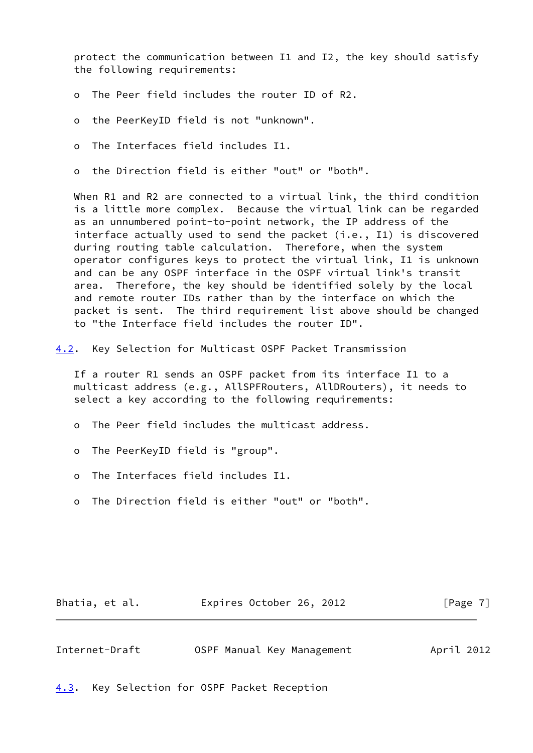protect the communication between I1 and I2, the key should satisfy the following requirements:

- The Peer field includes the router ID of R2.
- the PeerKeyID field is not "unknown".
- The Interfaces field includes I1.
- the Direction field is either "out" or "both".

When R1 and R2 are connected to a virtual link, the third condition is a little more complex. Because the virtual link can be regarded as an unnumbered point-to-point network, the IP address of the interface actually used to send the packet (i.e., I1) is discovered during routing table calculation. Therefore, when the system operator configures keys to protect the virtual link, I1 is unknown and can be any OSPF interface in the OSPF virtual link's transit area. Therefore, the key should be identified solely by the local and remote router IDs rather than by the interface on which the packet is sent. The third requirement list above should be changed to "the Interface field includes the router ID".

## 4.2. Key Selection for Multicast OSPF Packet Transmission

If a router R1 sends an OSPF packet from its interface I1 to a multicast address (e.g., AllSPFRouters, AllDRouters), it needs to select a key according to the following requirements:

- The Peer field includes the multicast address.
- The PeerKeyID field is "group".
- The Interfaces field includes I1.
- The Direction field is either "out" or "both".

## 4.3. Key Selection for OSPF Packet Reception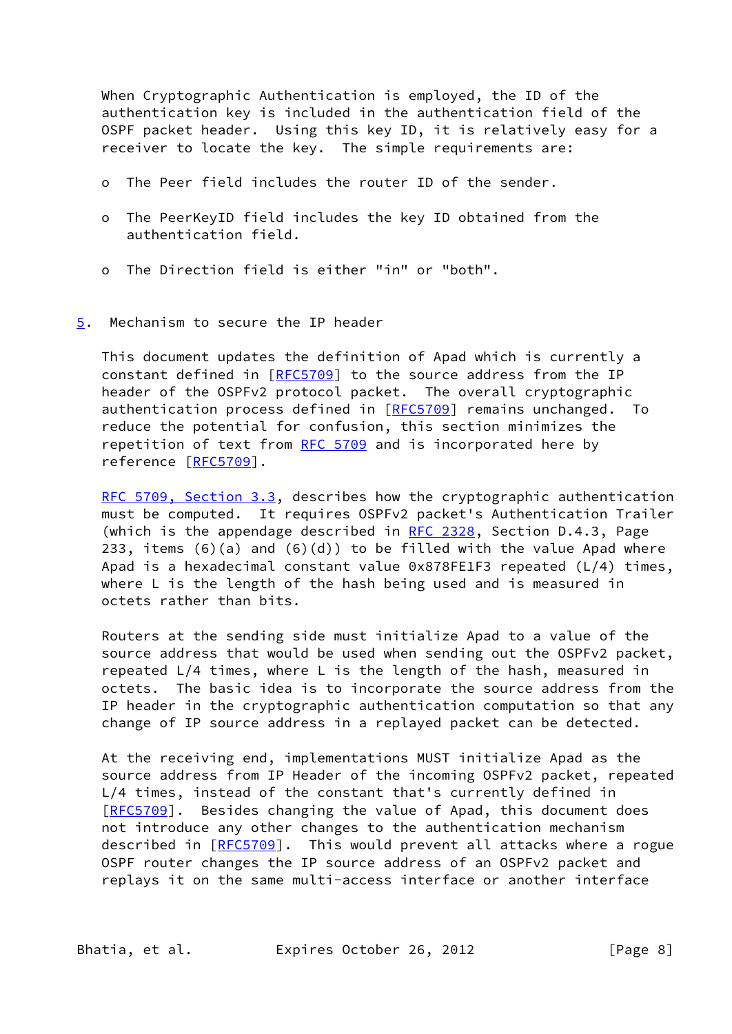When Cryptographic Authentication is employed, the ID of the authentication key is included in the authentication field of the OSPF packet header. Using this key ID, it is relatively easy for a receiver to locate the key. The simple requirements are:

- The Peer field includes the router ID of the sender.
- The PeerKeyID field includes the key ID obtained from the authentication field.
- The Direction field is either "in" or "both".

## 5. Mechanism to secure the IP header

This document updates the definition of Apad which is currently a constant defined in [RFC5709] to the source address from the IP header of the OSPFv2 protocol packet. The overall cryptographic authentication process defined in [RFC5709] remains unchanged. To reduce the potential for confusion, this section minimizes the repetition of text from RFC 5709 and is incorporated here by reference [RFC5709].

RFC 5709, Section 3.3, describes how the cryptographic authentication must be computed. It requires OSPFv2 packet's Authentication Trailer (which is the appendage described in RFC 2328, Section D.4.3, Page 233, items (6)(a) and (6)(d)) to be filled with the value Apad where Apad is a hexadecimal constant value 0x878FE1F3 repeated (L/4) times, where L is the length of the hash being used and is measured in octets rather than bits.

Routers at the sending side must initialize Apad to a value of the source address that would be used when sending out the OSPFv2 packet, repeated L/4 times, where L is the length of the hash, measured in octets. The basic idea is to incorporate the source address from the IP header in the cryptographic authentication computation so that any change of IP source address in a replayed packet can be detected.

At the receiving end, implementations MUST initialize Apad as the source address from IP Header of the incoming OSPFv2 packet, repeated L/4 times, instead of the constant that's currently defined in [RFC5709]. Besides changing the value of Apad, this document does not introduce any other changes to the authentication mechanism described in [RFC5709]. This would prevent all attacks where a rogue OSPF router changes the IP source address of an OSPFv2 packet and replays it on the same multi-access interface or another interface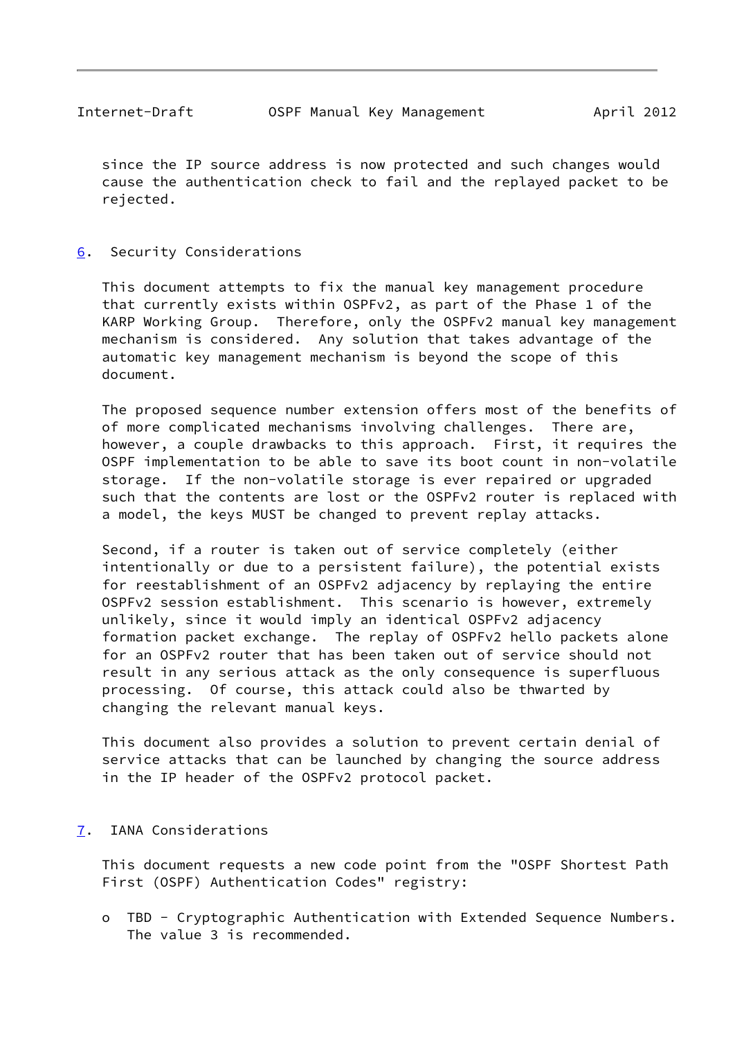since the IP source address is now protected and such changes would cause the authentication check to fail and the replayed packet to be rejected.

## 6. Security Considerations

This document attempts to fix the manual key management procedure that currently exists within OSPFv2, as part of the Phase 1 of the KARP Working Group. Therefore, only the OSPFv2 manual key management mechanism is considered. Any solution that takes advantage of the automatic key management mechanism is beyond the scope of this document.

The proposed sequence number extension offers most of the benefits of of more complicated mechanisms involving challenges. There are, however, a couple drawbacks to this approach. First, it requires the OSPF implementation to be able to save its boot count in non-volatile storage. If the non-volatile storage is ever repaired or upgraded such that the contents are lost or the OSPFv2 router is replaced with a model, the keys MUST be changed to prevent replay attacks.

Second, if a router is taken out of service completely (either intentionally or due to a persistent failure), the potential exists for reestablishment of an OSPFv2 adjacency by replaying the entire OSPFv2 session establishment. This scenario is however, extremely unlikely, since it would imply an identical OSPFv2 adjacency formation packet exchange. The replay of OSPFv2 hello packets alone for an OSPFv2 router that has been taken out of service should not result in any serious attack as the only consequence is superfluous processing. Of course, this attack could also be thwarted by changing the relevant manual keys.

This document also provides a solution to prevent certain denial of service attacks that can be launched by changing the source address in the IP header of the OSPFv2 protocol packet.

## 7. IANA Considerations

This document requests a new code point from the "OSPF Shortest Path First (OSPF) Authentication Codes" registry:

- TBD - Cryptographic Authentication with Extended Sequence Numbers. The value 3 is recommended.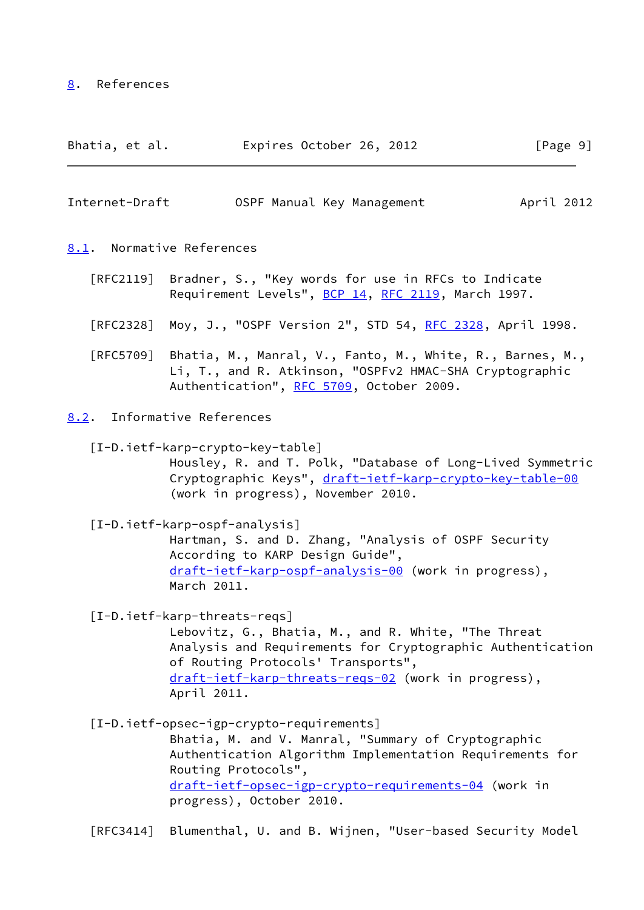## 8. References

### 8.1. Normative References

[RFC2119] Bradner, S., "Key words for use in RFCs to Indicate Requirement Levels", BCP 14, RFC 2119, March 1997.

[RFC2328] Moy, J., "OSPF Version 2", STD 54, RFC 2328, April 1998.

[RFC5709] Bhatia, M., Manral, V., Fanto, M., White, R., Barnes, M., Li, T., and R. Atkinson, "OSPFv2 HMAC-SHA Cryptographic Authentication", RFC 5709, October 2009.

### 8.2. Informative References

[I-D.ietf-karp-crypto-key-table]
Housley, R. and T. Polk, "Database of Long-Lived Symmetric Cryptographic Keys", draft-ietf-karp-crypto-key-table-00 (work in progress), November 2010.

[I-D.ietf-karp-ospf-analysis]
Hartman, S. and D. Zhang, "Analysis of OSPF Security According to KARP Design Guide", draft-ietf-karp-ospf-analysis-00 (work in progress), March 2011.

[I-D.ietf-karp-threats-reqs]
Lebovitz, G., Bhatia, M., and R. White, "The Threat Analysis and Requirements for Cryptographic Authentication of Routing Protocols' Transports", draft-ietf-karp-threats-reqs-02 (work in progress), April 2011.

[I-D.ietf-opsec-igp-crypto-requirements]
Bhatia, M. and V. Manral, "Summary of Cryptographic Authentication Algorithm Implementation Requirements for Routing Protocols", draft-ietf-opsec-igp-crypto-requirements-04 (work in progress), October 2010.

[RFC3414] Blumenthal, U. and B. Wijnen, "User-based Security Model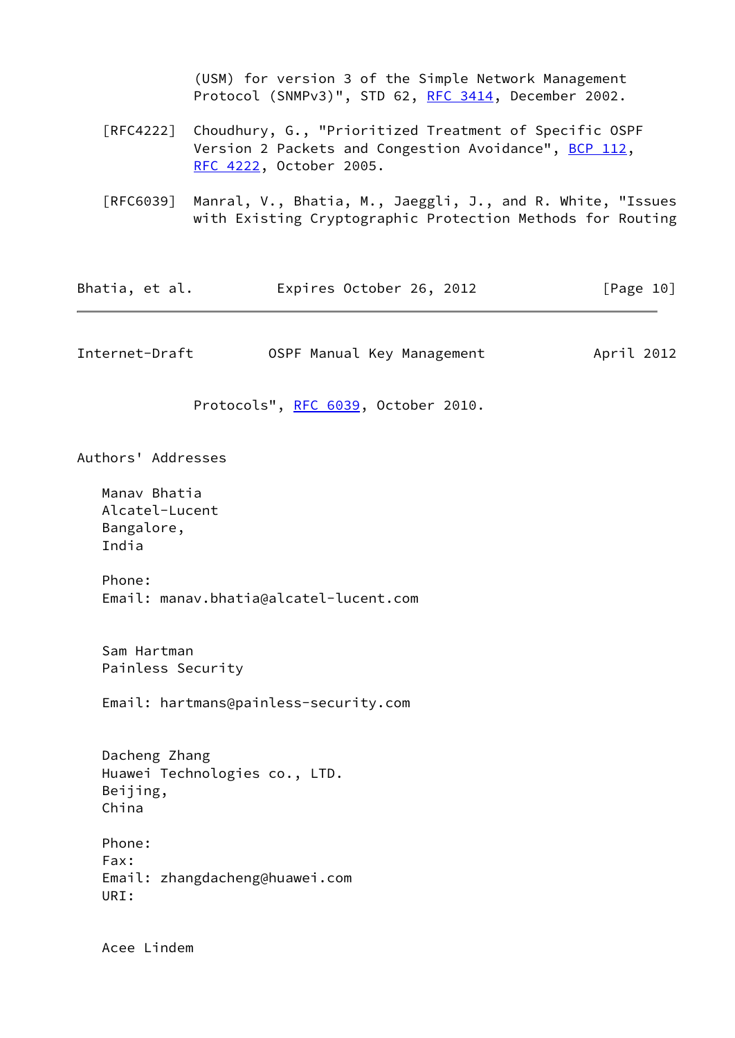(USM) for version 3 of the Simple Network Management Protocol (SNMPv3)", STD 62, RFC 3414, December 2002.

[RFC4222] Choudhury, G., "Prioritized Treatment of Specific OSPF Version 2 Packets and Congestion Avoidance", BCP 112, RFC 4222, October 2005.

[RFC6039] Manral, V., Bhatia, M., Jaeggli, J., and R. White, "Issues with Existing Cryptographic Protection Methods for Routing Protocols", RFC 6039, October 2010.

## Authors' Addresses

Manav Bhatia
Alcatel-Lucent
Bangalore,
India

Phone:
Email: manav.bhatia@alcatel-lucent.com

Sam Hartman
Painless Security

Email: hartmans@painless-security.com

Dacheng Zhang
Huawei Technologies co., LTD.
Beijing,
China

Phone:
Fax:
Email: zhangdacheng@huawei.com
URI:

Acee Lindem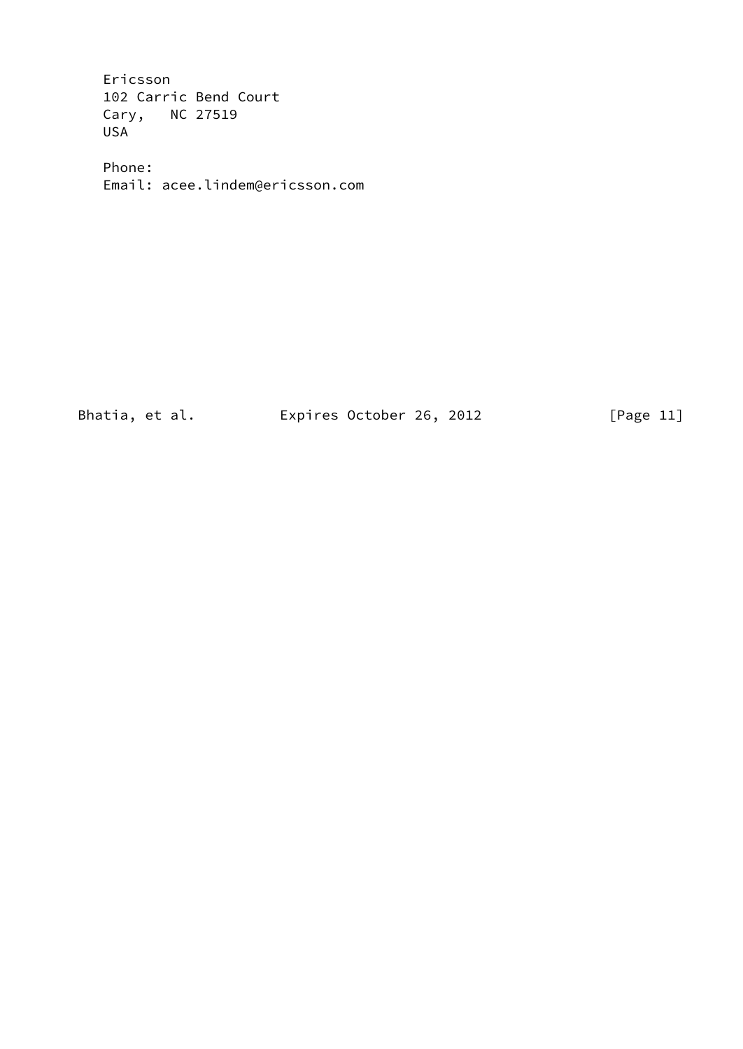Ericsson
102 Carric Bend Court
Cary,   NC 27519
USA

Phone:
Email: acee.lindem@ericsson.com